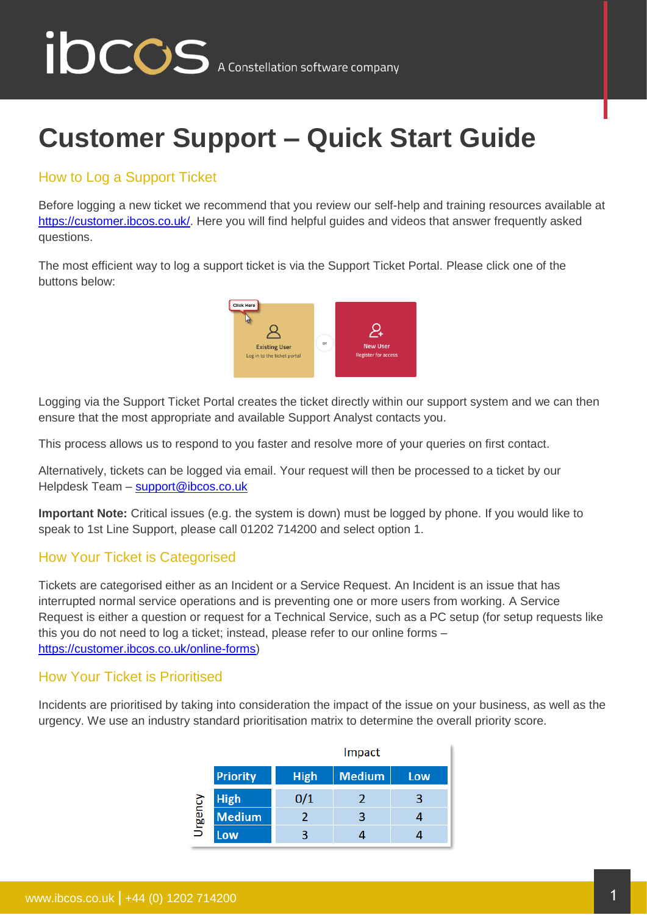# Customer Support – Quick Start Guide

## How to Log a Support Ticket

Before logging a new ticket we recommend that you review our self-help and training resources available at https://customer.ibcos.co.uk/. Here you will find helpful guides and videos that answer frequently asked questions.

The most efficient way to log a support ticket is via the Support Ticket Portal. Please click one of the buttons below:

Existing User – Log in to the ticket portal | or | New User – Register for access

Logging via the Support Ticket Portal creates the ticket directly within our support system and we can then ensure that the most appropriate and available Support Analyst contacts you.

This process allows us to respond to you faster and resolve more of your queries on first contact.

Alternatively, tickets can be logged via email. Your request will then be processed to a ticket by our Helpdesk Team – support@ibcos.co.uk

**Important Note:** Critical issues (e.g. the system is down) must be logged by phone. If you would like to speak to 1st Line Support, please call 01202 714200 and select option 1.

## How Your Ticket is Categorised

Tickets are categorised either as an Incident or a Service Request. An Incident is an issue that has interrupted normal service operations and is preventing one or more users from working. A Service Request is either a question or request for a Technical Service, such as a PC setup (for setup requests like this you do not need to log a ticket; instead, please refer to our online forms – https://customer.ibcos.co.uk/online-forms)

## How Your Ticket is Prioritised

Incidents are prioritised by taking into consideration the impact of the issue on your business, as well as the urgency. We use an industry standard prioritisation matrix to determine the overall priority score.

| | | Impact | | |
|---|---|---|---|---|
| | **Priority** | **High** | **Medium** | **Low** |
| Urgency | **High** | 0/1 | 2 | 3 |
| | **Medium** | 2 | 3 | 4 |
| | **Low** | 3 | 4 | 4 |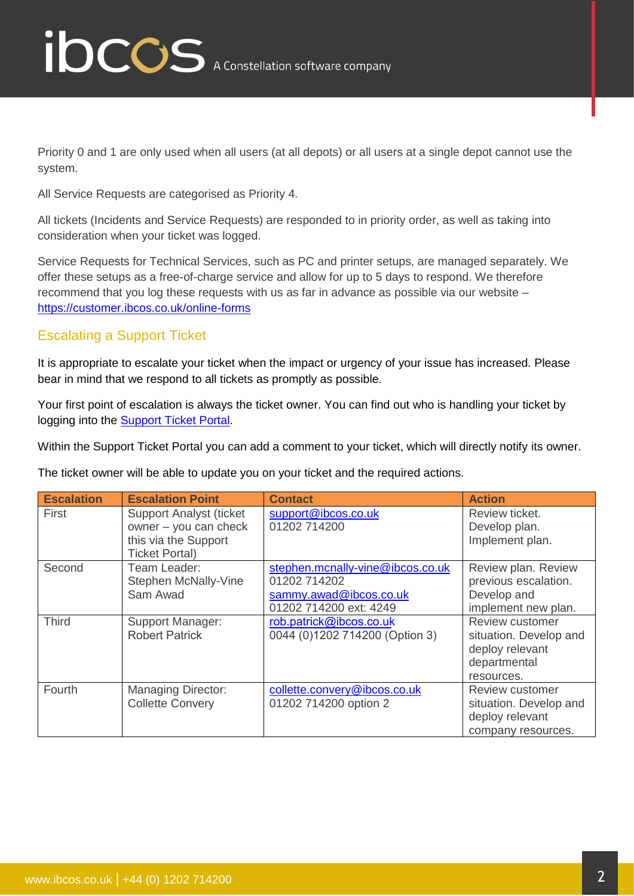Priority 0 and 1 are only used when all users (at all depots) or all users at a single depot cannot use the system.

All Service Requests are categorised as Priority 4.

All tickets (Incidents and Service Requests) are responded to in priority order, as well as taking into consideration when your ticket was logged.

Service Requests for Technical Services, such as PC and printer setups, are managed separately. We offer these setups as a free-of-charge service and allow for up to 5 days to respond. We therefore recommend that you log these requests with us as far in advance as possible via our website – https://customer.ibcos.co.uk/online-forms

## Escalating a Support Ticket

It is appropriate to escalate your ticket when the impact or urgency of your issue has increased. Please bear in mind that we respond to all tickets as promptly as possible.

Your first point of escalation is always the ticket owner. You can find out who is handling your ticket by logging into the Support Ticket Portal.

Within the Support Ticket Portal you can add a comment to your ticket, which will directly notify its owner.

The ticket owner will be able to update you on your ticket and the required actions.

| Escalation | Escalation Point | Contact | Action |
|---|---|---|---|
| First | Support Analyst (ticket owner – you can check this via the Support Ticket Portal) | support@ibcos.co.uk<br>01202 714200 | Review ticket. Develop plan. Implement plan. |
| Second | Team Leader:<br>Stephen McNally-Vine<br>Sam Awad | stephen.mcnally-vine@ibcos.co.uk<br>01202 714202<br>sammy.awad@ibcos.co.uk<br>01202 714200 ext: 4249 | Review plan. Review previous escalation. Develop and implement new plan. |
| Third | Support Manager:<br>Robert Patrick | rob.patrick@ibcos.co.uk<br>0044 (0)1202 714200 (Option 3) | Review customer situation. Develop and deploy relevant departmental resources. |
| Fourth | Managing Director:<br>Collette Convery | collette.convery@ibcos.co.uk<br>01202 714200 option 2 | Review customer situation. Develop and deploy relevant company resources. |